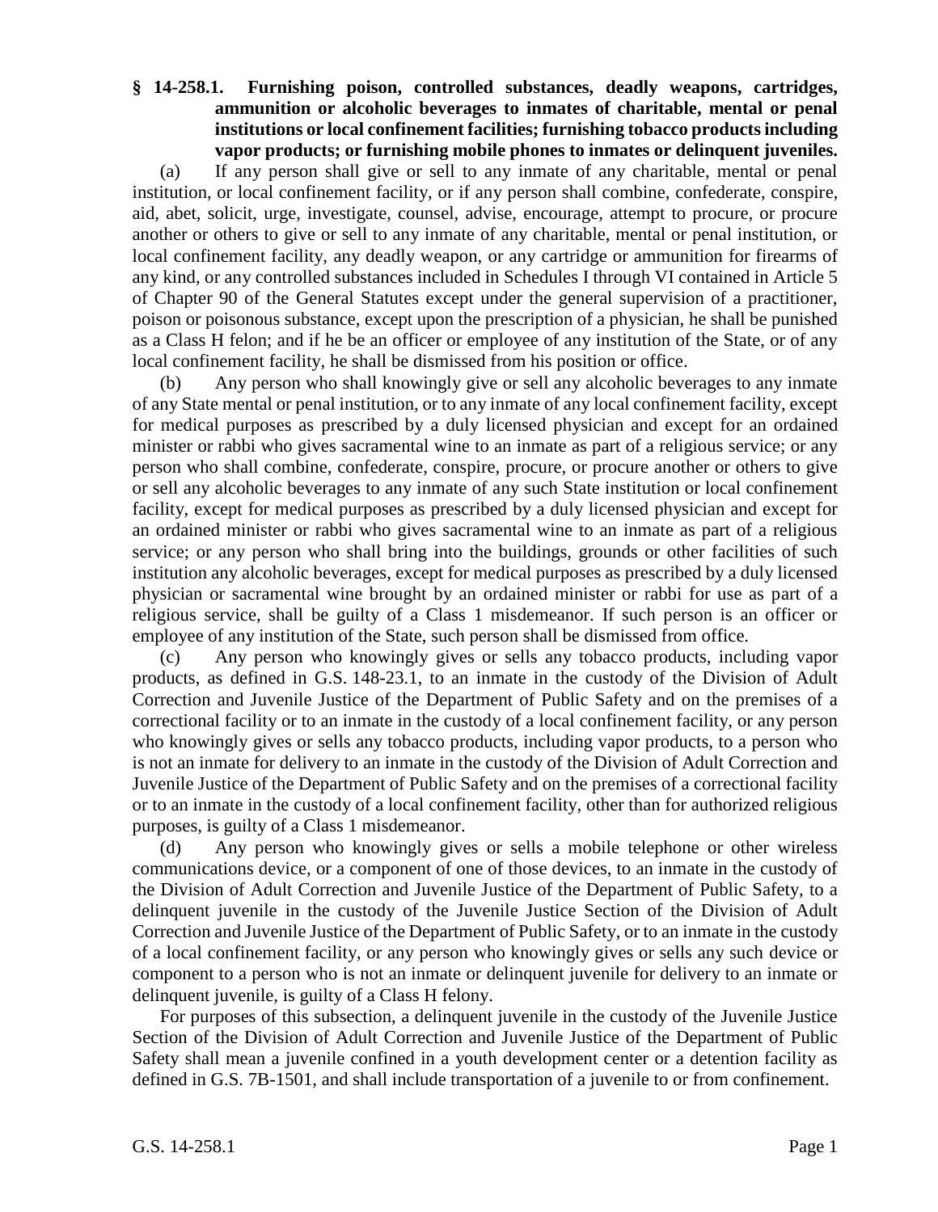**§ 14-258.1. Furnishing poison, controlled substances, deadly weapons, cartridges, ammunition or alcoholic beverages to inmates of charitable, mental or penal institutions or local confinement facilities; furnishing tobacco products including vapor products; or furnishing mobile phones to inmates or delinquent juveniles.**

(a) If any person shall give or sell to any inmate of any charitable, mental or penal institution, or local confinement facility, or if any person shall combine, confederate, conspire, aid, abet, solicit, urge, investigate, counsel, advise, encourage, attempt to procure, or procure another or others to give or sell to any inmate of any charitable, mental or penal institution, or local confinement facility, any deadly weapon, or any cartridge or ammunition for firearms of any kind, or any controlled substances included in Schedules I through VI contained in Article 5 of Chapter 90 of the General Statutes except under the general supervision of a practitioner, poison or poisonous substance, except upon the prescription of a physician, he shall be punished as a Class H felon; and if he be an officer or employee of any institution of the State, or of any local confinement facility, he shall be dismissed from his position or office.

(b) Any person who shall knowingly give or sell any alcoholic beverages to any inmate of any State mental or penal institution, or to any inmate of any local confinement facility, except for medical purposes as prescribed by a duly licensed physician and except for an ordained minister or rabbi who gives sacramental wine to an inmate as part of a religious service; or any person who shall combine, confederate, conspire, procure, or procure another or others to give or sell any alcoholic beverages to any inmate of any such State institution or local confinement facility, except for medical purposes as prescribed by a duly licensed physician and except for an ordained minister or rabbi who gives sacramental wine to an inmate as part of a religious service; or any person who shall bring into the buildings, grounds or other facilities of such institution any alcoholic beverages, except for medical purposes as prescribed by a duly licensed physician or sacramental wine brought by an ordained minister or rabbi for use as part of a religious service, shall be guilty of a Class 1 misdemeanor. If such person is an officer or employee of any institution of the State, such person shall be dismissed from office.

(c) Any person who knowingly gives or sells any tobacco products, including vapor products, as defined in G.S. 148-23.1, to an inmate in the custody of the Division of Adult Correction and Juvenile Justice of the Department of Public Safety and on the premises of a correctional facility or to an inmate in the custody of a local confinement facility, or any person who knowingly gives or sells any tobacco products, including vapor products, to a person who is not an inmate for delivery to an inmate in the custody of the Division of Adult Correction and Juvenile Justice of the Department of Public Safety and on the premises of a correctional facility or to an inmate in the custody of a local confinement facility, other than for authorized religious purposes, is guilty of a Class 1 misdemeanor.

(d) Any person who knowingly gives or sells a mobile telephone or other wireless communications device, or a component of one of those devices, to an inmate in the custody of the Division of Adult Correction and Juvenile Justice of the Department of Public Safety, to a delinquent juvenile in the custody of the Juvenile Justice Section of the Division of Adult Correction and Juvenile Justice of the Department of Public Safety, or to an inmate in the custody of a local confinement facility, or any person who knowingly gives or sells any such device or component to a person who is not an inmate or delinquent juvenile for delivery to an inmate or delinquent juvenile, is guilty of a Class H felony.

For purposes of this subsection, a delinquent juvenile in the custody of the Juvenile Justice Section of the Division of Adult Correction and Juvenile Justice of the Department of Public Safety shall mean a juvenile confined in a youth development center or a detention facility as defined in G.S. 7B-1501, and shall include transportation of a juvenile to or from confinement.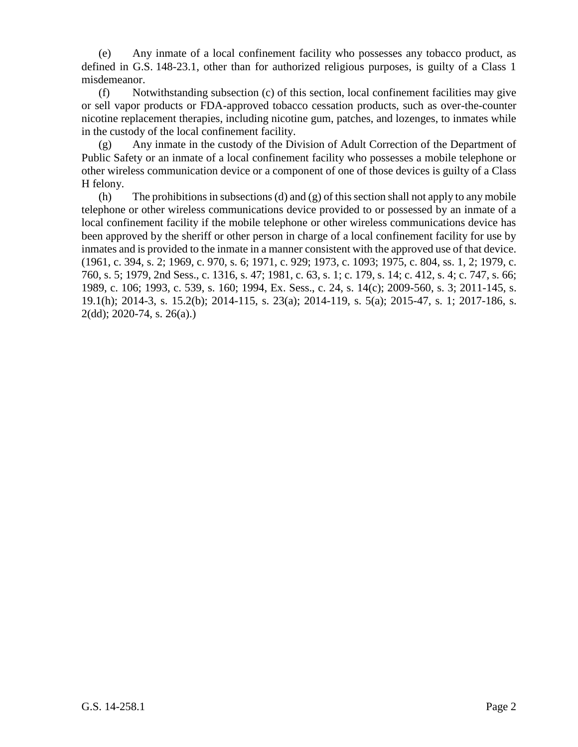(e) Any inmate of a local confinement facility who possesses any tobacco product, as defined in G.S. 148-23.1, other than for authorized religious purposes, is guilty of a Class 1 misdemeanor.

(f) Notwithstanding subsection (c) of this section, local confinement facilities may give or sell vapor products or FDA-approved tobacco cessation products, such as over-the-counter nicotine replacement therapies, including nicotine gum, patches, and lozenges, to inmates while in the custody of the local confinement facility.

(g) Any inmate in the custody of the Division of Adult Correction of the Department of Public Safety or an inmate of a local confinement facility who possesses a mobile telephone or other wireless communication device or a component of one of those devices is guilty of a Class H felony.

(h) The prohibitions in subsections (d) and (g) of this section shall not apply to any mobile telephone or other wireless communications device provided to or possessed by an inmate of a local confinement facility if the mobile telephone or other wireless communications device has been approved by the sheriff or other person in charge of a local confinement facility for use by inmates and is provided to the inmate in a manner consistent with the approved use of that device. (1961, c. 394, s. 2; 1969, c. 970, s. 6; 1971, c. 929; 1973, c. 1093; 1975, c. 804, ss. 1, 2; 1979, c. 760, s. 5; 1979, 2nd Sess., c. 1316, s. 47; 1981, c. 63, s. 1; c. 179, s. 14; c. 412, s. 4; c. 747, s. 66; 1989, c. 106; 1993, c. 539, s. 160; 1994, Ex. Sess., c. 24, s. 14(c); 2009-560, s. 3; 2011-145, s. 19.1(h); 2014-3, s. 15.2(b); 2014-115, s. 23(a); 2014-119, s. 5(a); 2015-47, s. 1; 2017-186, s. 2(dd); 2020-74, s. 26(a).)